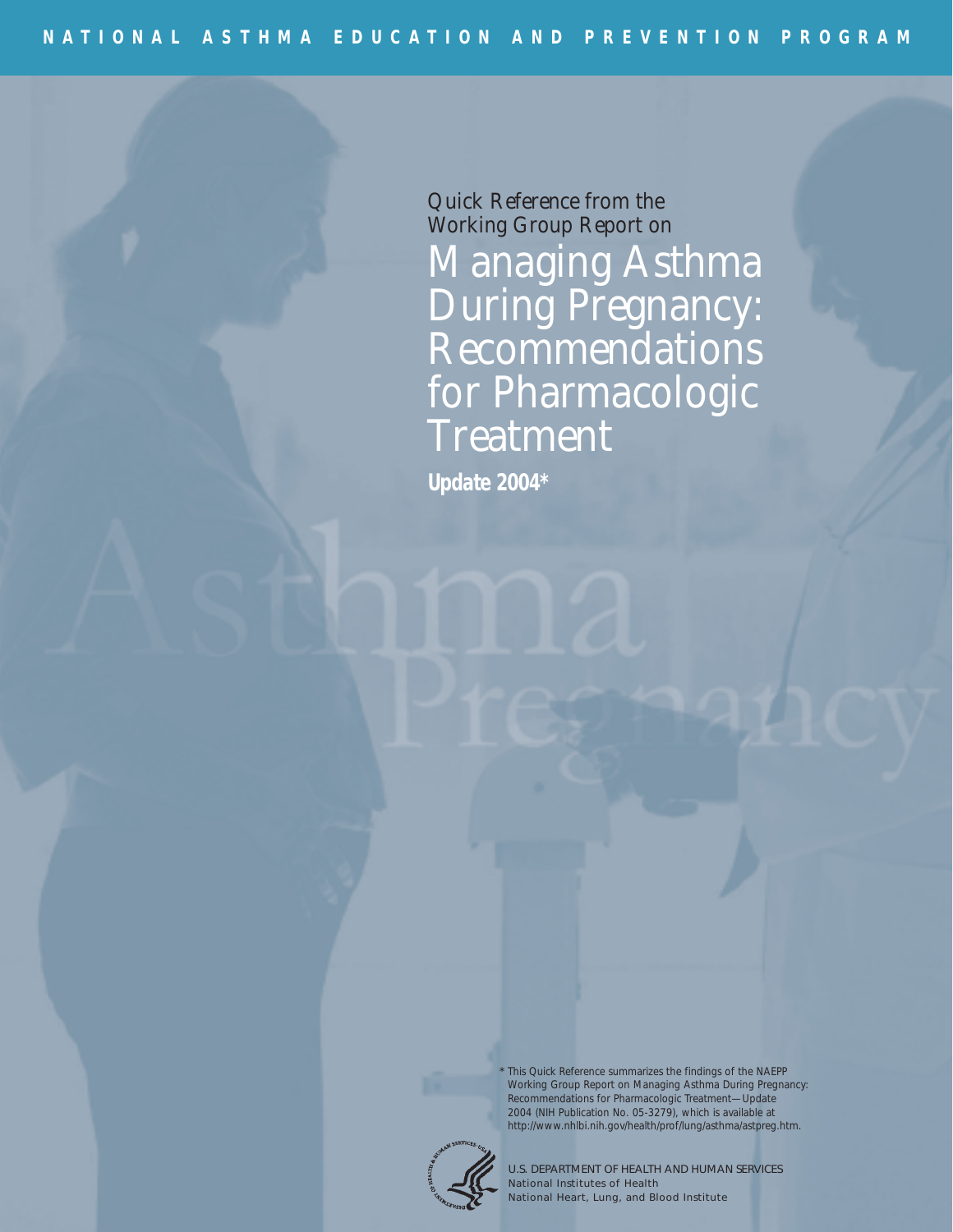NATIONAL ASTHMA EDUCATION AND PREVENTION PROGRAM

*Quick Reference from the Working Group Report on*

# Managing Asthma During Pregnancy: Recommendations for Pharmacologic Treatment

**Update 2004***

\* This Quick Reference summarizes the findings of the NAEPP Working Group Report on Managing Asthma During Pregnancy: Recommendations for Pharmacologic Treatment—Update 2004 (NIH Publication No. 05-3279), which is available at http://www.nhlbi.nih.gov/health/prof/lung/asthma/astpreg.htm.

U.S. DEPARTMENT OF HEALTH AND HUMAN SERVICES
National Institutes of Health
National Heart, Lung, and Blood Institute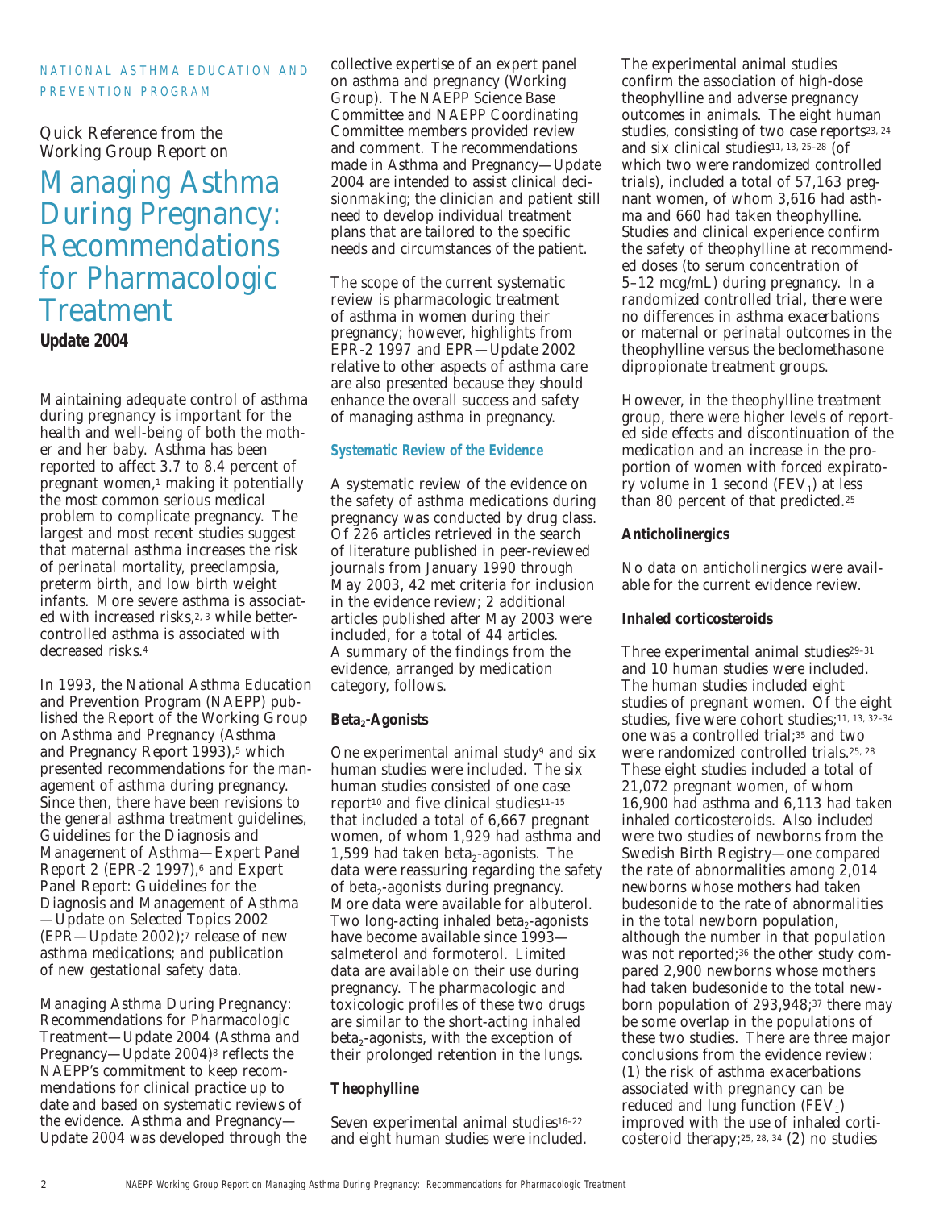NATIONAL ASTHMA EDUCATION AND PREVENTION PROGRAM

Quick Reference from the Working Group Report on

# Managing Asthma During Pregnancy: Recommendations for Pharmacologic Treatment

**Update 2004**

Maintaining adequate control of asthma during pregnancy is important for the health and well-being of both the mother and her baby. Asthma has been reported to affect 3.7 to 8.4 percent of pregnant women,[1] making it potentially the most common serious medical problem to complicate pregnancy. The largest and most recent studies suggest that maternal asthma increases the risk of perinatal mortality, preeclampsia, preterm birth, and low birth weight infants. More severe asthma is associated with increased risks,[2, 3] while better-controlled asthma is associated with decreased risks.[4]

In 1993, the National Asthma Education and Prevention Program (NAEPP) published the Report of the Working Group on Asthma and Pregnancy (Asthma and Pregnancy Report 1993),[5] which presented recommendations for the management of asthma during pregnancy. Since then, there have been revisions to the general asthma treatment guidelines, Guidelines for the Diagnosis and Management of Asthma—Expert Panel Report 2 (EPR-2 1997),[6] and Expert Panel Report: Guidelines for the Diagnosis and Management of Asthma—Update on Selected Topics 2002 (EPR—Update 2002);[7] release of new asthma medications; and publication of new gestational safety data.

Managing Asthma During Pregnancy: Recommendations for Pharmacologic Treatment—Update 2004 (Asthma and Pregnancy—Update 2004)[8] reflects the NAEPP's commitment to keep recommendations for clinical practice up to date and based on systematic reviews of the evidence. Asthma and Pregnancy—Update 2004 was developed through the collective expertise of an expert panel on asthma and pregnancy (Working Group). The NAEPP Science Base Committee and NAEPP Coordinating Committee members provided review and comment. The recommendations made in Asthma and Pregnancy—Update 2004 are intended to assist clinical decisionmaking; the clinician and patient still need to develop individual treatment plans that are tailored to the specific needs and circumstances of the patient.

The scope of the current systematic review is pharmacologic treatment of asthma in women during their pregnancy; however, highlights from EPR-2 1997 and EPR—Update 2002 relative to other aspects of asthma care are also presented because they should enhance the overall success and safety of managing asthma in pregnancy.

### Systematic Review of the Evidence

A systematic review of the evidence on the safety of asthma medications during pregnancy was conducted by drug class. Of 226 articles retrieved in the search of literature published in peer-reviewed journals from January 1990 through May 2003, 42 met criteria for inclusion in the evidence review; 2 additional articles published after May 2003 were included, for a total of 44 articles. A summary of the findings from the evidence, arranged by medication category, follows.

### $Beta_2$-Agonists

One experimental animal study[9] and six human studies were included. The six human studies consisted of one case report[10] and five clinical studies[11–15] that included a total of 6,667 pregnant women, of whom 1,929 had asthma and 1,599 had taken $beta_2$-agonists. The data were reassuring regarding the safety of $beta_2$-agonists during pregnancy. More data were available for albuterol. Two long-acting inhaled $beta_2$-agonists have become available since 1993—salmeterol and formoterol. Limited data are available on their use during pregnancy. The pharmacologic and toxicologic profiles of these two drugs are similar to the short-acting inhaled $beta_2$-agonists, with the exception of their prolonged retention in the lungs.

### Theophylline

Seven experimental animal studies[16–22] and eight human studies were included. The experimental animal studies confirm the association of high-dose theophylline and adverse pregnancy outcomes in animals. The eight human studies, consisting of two case reports[23, 24] and six clinical studies[11, 13, 25–28] (of which two were randomized controlled trials), included a total of 57,163 pregnant women, of whom 3,616 had asthma and 660 had taken theophylline. Studies and clinical experience confirm the safety of theophylline at recommended doses (to serum concentration of 5–12 mcg/mL) during pregnancy. In a randomized controlled trial, there were no differences in asthma exacerbations or maternal or perinatal outcomes in the theophylline versus the beclomethasone dipropionate treatment groups.

However, in the theophylline treatment group, there were higher levels of reported side effects and discontinuation of the medication and an increase in the proportion of women with forced expiratory volume in 1 second ($FEV_1$) at less than 80 percent of that predicted.[25]

### Anticholinergics

No data on anticholinergics were available for the current evidence review.

### Inhaled corticosteroids

Three experimental animal studies[29–31] and 10 human studies were included. The human studies included eight studies of pregnant women. Of the eight studies, five were cohort studies;[11, 13, 32–34] one was a controlled trial;[35] and two were randomized controlled trials.[25, 28] These eight studies included a total of 21,072 pregnant women, of whom 16,900 had asthma and 6,113 had taken inhaled corticosteroids. Also included were two studies of newborns from the Swedish Birth Registry—one compared the rate of abnormalities among 2,014 newborns whose mothers had taken budesonide to the rate of abnormalities in the total newborn population, although the number in that population was not reported;[36] the other study compared 2,900 newborns whose mothers had taken budesonide to the total newborn population of 293,948;[37] there may be some overlap in the populations of these two studies. There are three major conclusions from the evidence review: (1) the risk of asthma exacerbations associated with pregnancy can be reduced and lung function ($FEV_1$) improved with the use of inhaled corticosteroid therapy;[25, 28, 34] (2) no studies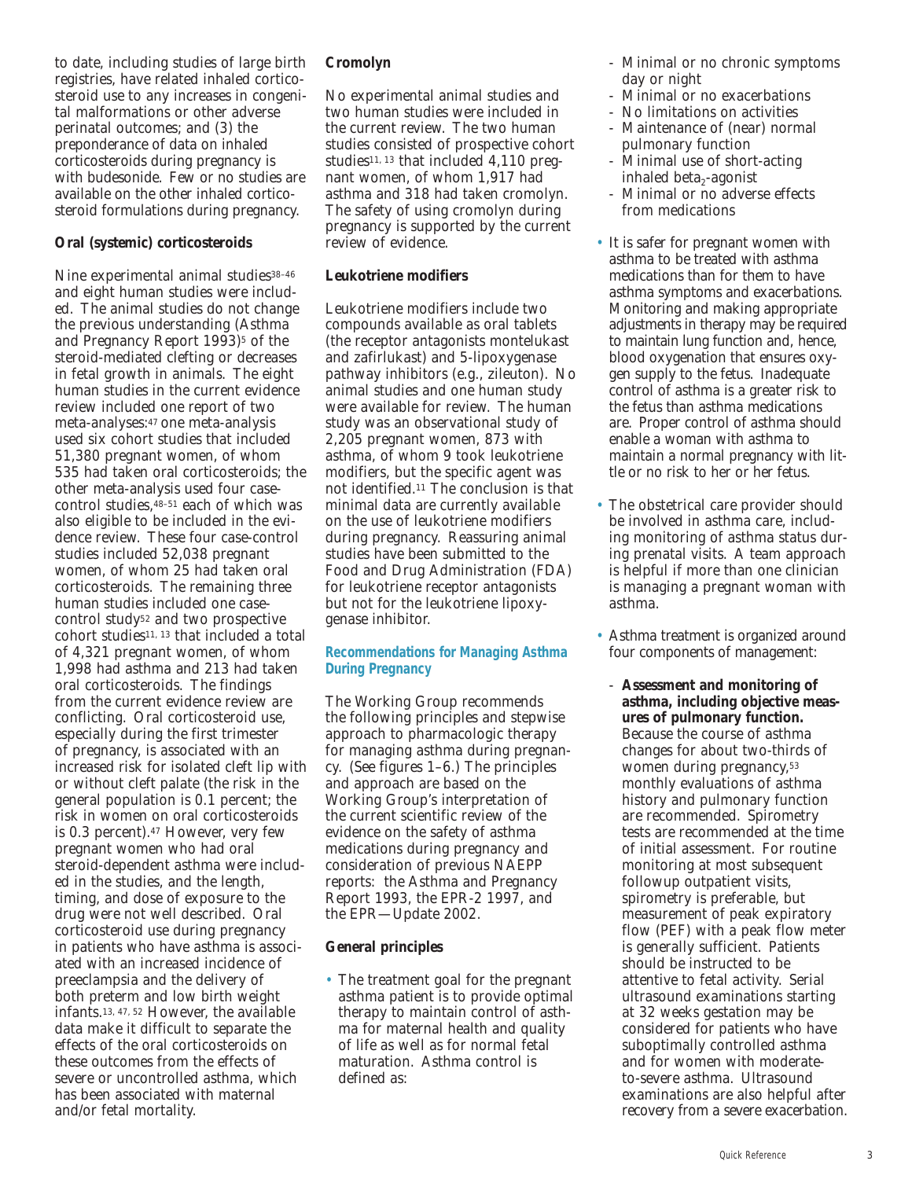to date, including studies of large birth registries, have related inhaled corticosteroid use to any increases in congenital malformations or other adverse perinatal outcomes; and (3) the preponderance of data on inhaled corticosteroids during pregnancy is with budesonide. Few or no studies are available on the other inhaled corticosteroid formulations during pregnancy.

**Oral (systemic) corticosteroids**

Nine experimental animal studies[38–46] and eight human studies were included. The animal studies do not change the previous understanding (Asthma and Pregnancy Report 1993)[5] of the steroid-mediated clefting or decreases in fetal growth in animals. The eight human studies in the current evidence review included one report of two meta-analyses:[47] one meta-analysis used six cohort studies that included 51,380 pregnant women, of whom 535 had taken oral corticosteroids; the other meta-analysis used four case-control studies,[48–51] each of which was also eligible to be included in the evidence review. These four case-control studies included 52,038 pregnant women, of whom 25 had taken oral corticosteroids. The remaining three human studies included one case-control study[52] and two prospective cohort studies[11, 13] that included a total of 4,321 pregnant women, of whom 1,998 had asthma and 213 had taken oral corticosteroids. The findings from the current evidence review are conflicting. Oral corticosteroid use, especially during the first trimester of pregnancy, is associated with an increased risk for isolated cleft lip with or without cleft palate (the risk in the general population is 0.1 percent; the risk in women on oral corticosteroids is 0.3 percent).[47] However, very few pregnant women who had oral steroid-dependent asthma were included in the studies, and the length, timing, and dose of exposure to the drug were not well described. Oral corticosteroid use during pregnancy in patients who have asthma is associated with an increased incidence of preeclampsia and the delivery of both preterm and low birth weight infants.[13, 47, 52] However, the available data make it difficult to separate the effects of the oral corticosteroids on these outcomes from the effects of severe or uncontrolled asthma, which has been associated with maternal and/or fetal mortality.

**Cromolyn**

No experimental animal studies and two human studies were included in the current review. The two human studies consisted of prospective cohort studies[11, 13] that included 4,110 pregnant women, of whom 1,917 had asthma and 318 had taken cromolyn. The safety of using cromolyn during pregnancy is supported by the current review of evidence.

**Leukotriene modifiers**

Leukotriene modifiers include two compounds available as oral tablets (the receptor antagonists montelukast and zafirlukast) and 5-lipoxygenase pathway inhibitors (e.g., zileuton). No animal studies and one human study were available for review. The human study was an observational study of 2,205 pregnant women, 873 with asthma, of whom 9 took leukotriene modifiers, but the specific agent was not identified.[11] The conclusion is that minimal data are currently available on the use of leukotriene modifiers during pregnancy. Reassuring animal studies have been submitted to the Food and Drug Administration (FDA) for leukotriene receptor antagonists but not for the leukotriene lipoxygenase inhibitor.

## Recommendations for Managing Asthma During Pregnancy

The Working Group recommends the following principles and stepwise approach to pharmacologic therapy for managing asthma during pregnancy. (See figures 1–6.) The principles and approach are based on the Working Group's interpretation of the current scientific review of the evidence on the safety of asthma medications during pregnancy and consideration of previous NAEPP reports: the Asthma and Pregnancy Report 1993, the EPR-2 1997, and the EPR—Update 2002.

**General principles**

- The treatment goal for the pregnant asthma patient is to provide optimal therapy to maintain control of asthma for maternal health and quality of life as well as for normal fetal maturation. Asthma control is defined as:
  - Minimal or no chronic symptoms day or night
  - Minimal or no exacerbations
  - No limitations on activities
  - Maintenance of (near) normal pulmonary function
  - Minimal use of short-acting inhaled $beta_2$-agonist
  - Minimal or no adverse effects from medications
- It is safer for pregnant women with asthma to be treated with asthma medications than for them to have asthma symptoms and exacerbations. Monitoring and making appropriate adjustments in therapy may be required to maintain lung function and, hence, blood oxygenation that ensures oxygen supply to the fetus. Inadequate control of asthma is a greater risk to the fetus than asthma medications are. Proper control of asthma should enable a woman with asthma to maintain a normal pregnancy with little or no risk to her or her fetus.
- The obstetrical care provider should be involved in asthma care, including monitoring of asthma status during prenatal visits. A team approach is helpful if more than one clinician is managing a pregnant woman with asthma.
- Asthma treatment is organized around four components of management:
  - **Assessment and monitoring of asthma, including objective measures of pulmonary function.** Because the course of asthma changes for about two-thirds of women during pregnancy,[53] monthly evaluations of asthma history and pulmonary function are recommended. Spirometry tests are recommended at the time of initial assessment. For routine monitoring at most subsequent followup outpatient visits, spirometry is preferable, but measurement of peak expiratory flow (PEF) with a peak flow meter is generally sufficient. Patients should be instructed to be attentive to fetal activity. Serial ultrasound examinations starting at 32 weeks gestation may be considered for patients who have suboptimally controlled asthma and for women with moderate-to-severe asthma. Ultrasound examinations are also helpful after recovery from a severe exacerbation.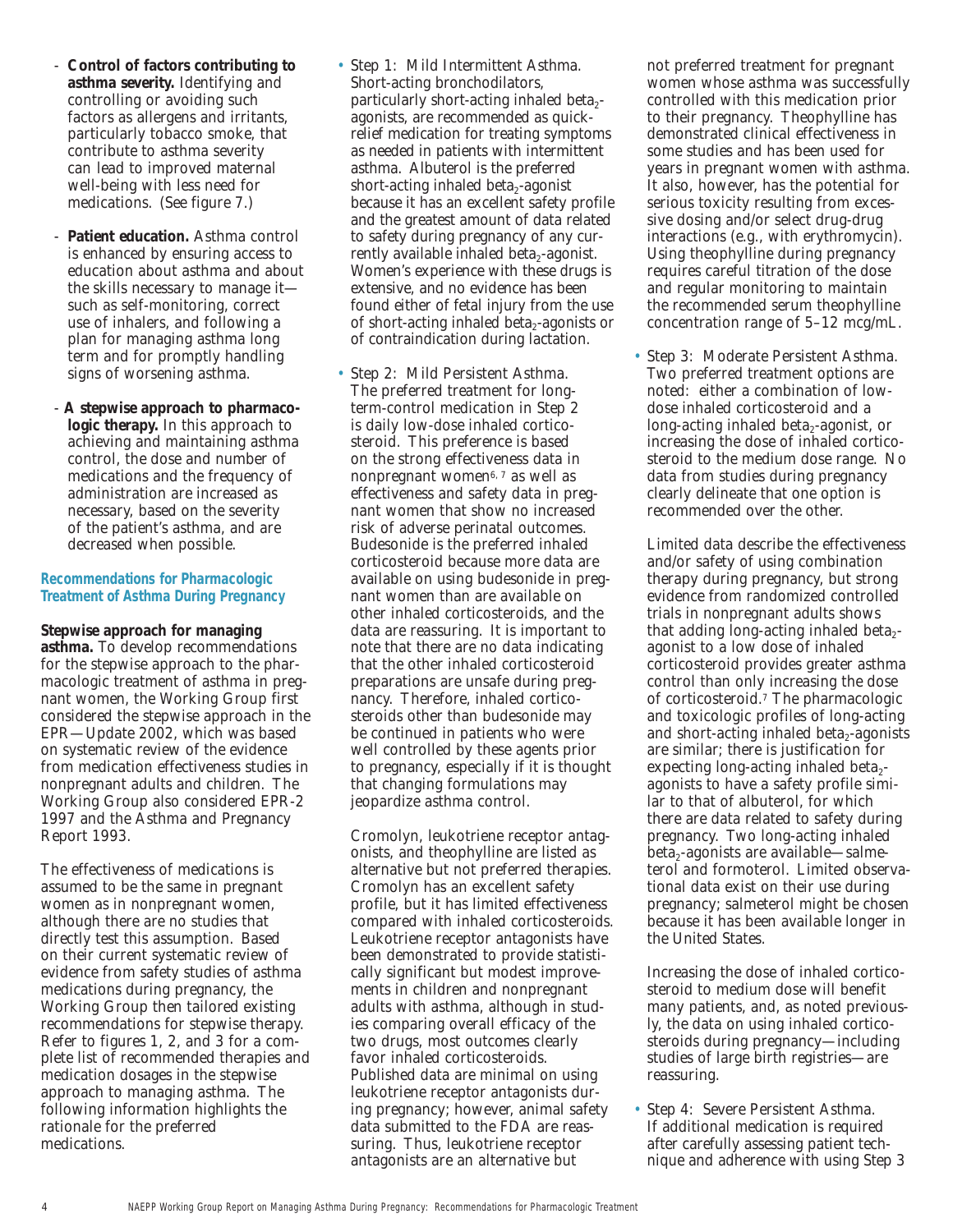- **Control of factors contributing to asthma severity.** Identifying and controlling or avoiding such factors as allergens and irritants, particularly tobacco smoke, that contribute to asthma severity can lead to improved maternal well-being with less need for medications. (See figure 7.)
- **Patient education.** Asthma control is enhanced by ensuring access to education about asthma and about the skills necessary to manage it—such as self-monitoring, correct use of inhalers, and following a plan for managing asthma long term and for promptly handling signs of worsening asthma.
- **A stepwise approach to pharmacologic therapy.** In this approach to achieving and maintaining asthma control, the dose and number of medications and the frequency of administration are increased as necessary, based on the severity of the patient's asthma, and are decreased when possible.

### Recommendations for Pharmacologic Treatment of Asthma During Pregnancy

**Stepwise approach for managing asthma.** To develop recommendations for the stepwise approach to the pharmacologic treatment of asthma in pregnant women, the Working Group first considered the stepwise approach in the EPR—Update 2002, which was based on systematic review of the evidence from medication effectiveness studies in nonpregnant adults and children. The Working Group also considered EPR-2 1997 and the Asthma and Pregnancy Report 1993.

The effectiveness of medications is assumed to be the same in pregnant women as in nonpregnant women, although there are no studies that directly test this assumption. Based on their current systematic review of evidence from safety studies of asthma medications during pregnancy, the Working Group then tailored existing recommendations for stepwise therapy. Refer to figures 1, 2, and 3 for a complete list of recommended therapies and medication dosages in the stepwise approach to managing asthma. The following information highlights the rationale for the preferred medications.

- Step 1: Mild Intermittent Asthma. Short-acting bronchodilators, particularly short-acting inhaled beta$_2$-agonists, are recommended as quick-relief medication for treating symptoms as needed in patients with intermittent asthma. Albuterol is the preferred short-acting inhaled beta$_2$-agonist because it has an excellent safety profile and the greatest amount of data related to safety during pregnancy of any currently available inhaled beta$_2$-agonist. Women's experience with these drugs is extensive, and no evidence has been found either of fetal injury from the use of short-acting inhaled beta$_2$-agonists or of contraindication during lactation.

- Step 2: Mild Persistent Asthma. The preferred treatment for long-term-control medication in Step 2 is daily low-dose inhaled corticosteroid. This preference is based on the strong effectiveness data in nonpregnant women[6, 7] as well as effectiveness and safety data in pregnant women that show no increased risk of adverse perinatal outcomes. Budesonide is the preferred inhaled corticosteroid because more data are available on using budesonide in pregnant women than are available on other inhaled corticosteroids, and the data are reassuring. It is important to note that there are no data indicating that the other inhaled corticosteroid preparations are unsafe during pregnancy. Therefore, inhaled corticosteroids other than budesonide may be continued in patients who were well controlled by these agents prior to pregnancy, especially if it is thought that changing formulations may jeopardize asthma control.

  Cromolyn, leukotriene receptor antagonists, and theophylline are listed as alternative but not preferred therapies. Cromolyn has an excellent safety profile, but it has limited effectiveness compared with inhaled corticosteroids. Leukotriene receptor antagonists have been demonstrated to provide statistically significant but modest improvements in children and nonpregnant adults with asthma, although in studies comparing overall efficacy of the two drugs, most outcomes clearly favor inhaled corticosteroids. Published data are minimal on using leukotriene receptor antagonists during pregnancy; however, animal safety data submitted to the FDA are reassuring. Thus, leukotriene receptor antagonists are an alternative but not preferred treatment for pregnant women whose asthma was successfully controlled with this medication prior to their pregnancy. Theophylline has demonstrated clinical effectiveness in some studies and has been used for years in pregnant women with asthma. It also, however, has the potential for serious toxicity resulting from excessive dosing and/or select drug-drug interactions (e.g., with erythromycin). Using theophylline during pregnancy requires careful titration of the dose and regular monitoring to maintain the recommended serum theophylline concentration range of 5–12 mcg/mL.

- Step 3: Moderate Persistent Asthma. Two preferred treatment options are noted: either a combination of low-dose inhaled corticosteroid and a long-acting inhaled beta$_2$-agonist, or increasing the dose of inhaled corticosteroid to the medium dose range. No data from studies during pregnancy clearly delineate that one option is recommended over the other.

  Limited data describe the effectiveness and/or safety of using combination therapy during pregnancy, but strong evidence from randomized controlled trials in nonpregnant adults shows that adding long-acting inhaled beta$_2$-agonist to a low dose of inhaled corticosteroid provides greater asthma control than only increasing the dose of corticosteroid.[7] The pharmacologic and toxicologic profiles of long-acting and short-acting inhaled beta$_2$-agonists are similar; there is justification for expecting long-acting inhaled beta$_2$-agonists to have a safety profile similar to that of albuterol, for which there are data related to safety during pregnancy. Two long-acting inhaled beta$_2$-agonists are available—salmeterol and formoterol. Limited observational data exist on their use during pregnancy; salmeterol might be chosen because it has been available longer in the United States.

  Increasing the dose of inhaled corticosteroid to medium dose will benefit many patients, and, as noted previously, the data on using inhaled corticosteroids during pregnancy—including studies of large birth registries—are reassuring.

- Step 4: Severe Persistent Asthma. If additional medication is required after carefully assessing patient technique and adherence with using Step 3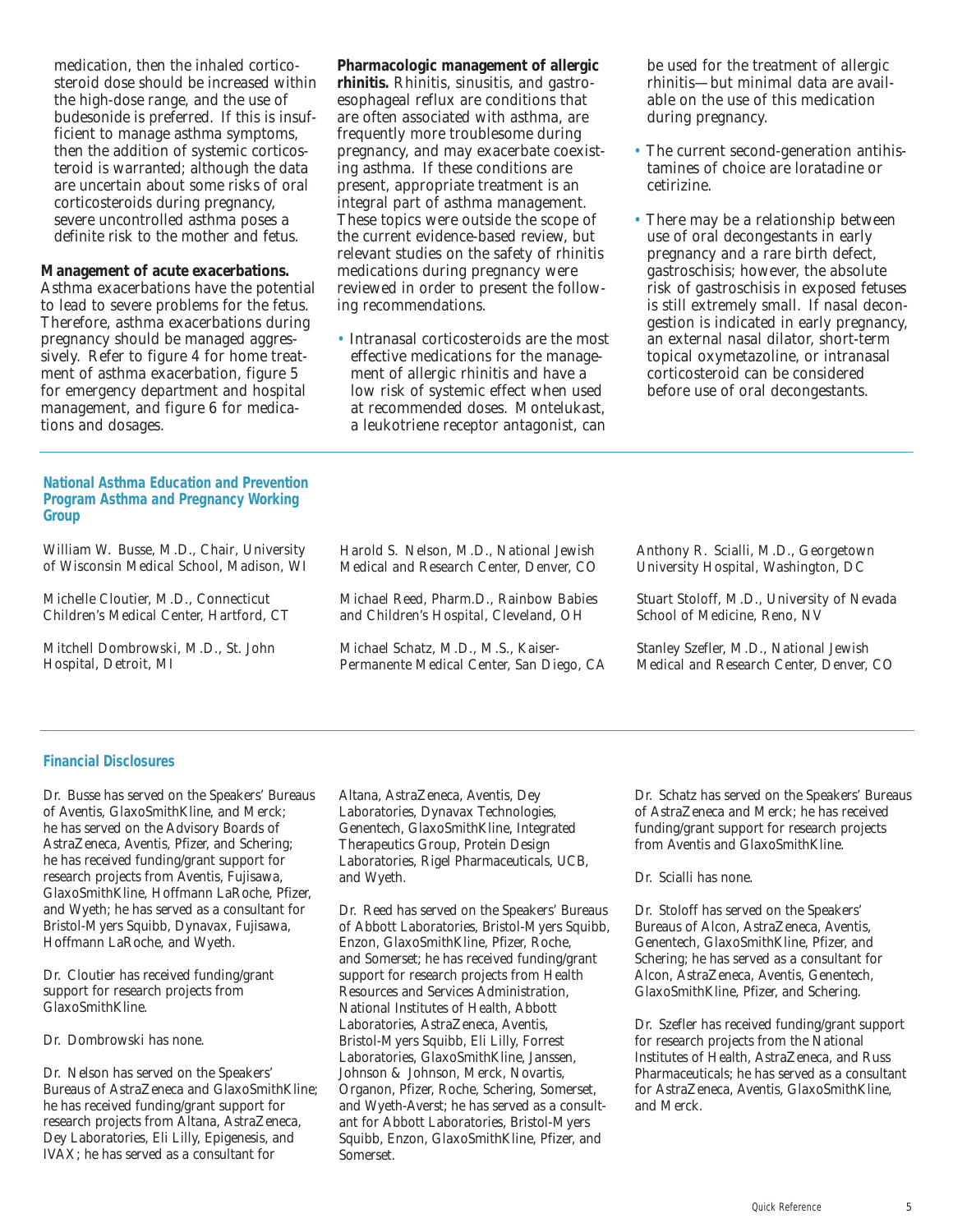medication, then the inhaled corticosteroid dose should be increased within the high-dose range, and the use of budesonide is preferred. If this is insufficient to manage asthma symptoms, then the addition of systemic corticosteroid is warranted; although the data are uncertain about some risks of oral corticosteroids during pregnancy, severe uncontrolled asthma poses a definite risk to the mother and fetus.

**Management of acute exacerbations.** Asthma exacerbations have the potential to lead to severe problems for the fetus. Therefore, asthma exacerbations during pregnancy should be managed aggressively. Refer to figure 4 for home treatment of asthma exacerbation, figure 5 for emergency department and hospital management, and figure 6 for medications and dosages.

**Pharmacologic management of allergic rhinitis.** Rhinitis, sinusitis, and gastroesophageal reflux are conditions that are often associated with asthma, are frequently more troublesome during pregnancy, and may exacerbate coexisting asthma. If these conditions are present, appropriate treatment is an integral part of asthma management. These topics were outside the scope of the current evidence-based review, but relevant studies on the safety of rhinitis medications during pregnancy were reviewed in order to present the following recommendations.

- Intranasal corticosteroids are the most effective medications for the management of allergic rhinitis and have a low risk of systemic effect when used at recommended doses. Montelukast, a leukotriene receptor antagonist, can be used for the treatment of allergic rhinitis—but minimal data are available on the use of this medication during pregnancy.
- The current second-generation antihistamines of choice are loratadine or cetirizine.
- There may be a relationship between use of oral decongestants in early pregnancy and a rare birth defect, gastroschisis; however, the absolute risk of gastroschisis in exposed fetuses is still extremely small. If nasal decongestion is indicated in early pregnancy, an external nasal dilator, short-term topical oxymetazoline, or intranasal corticosteroid can be considered before use of oral decongestants.

## National Asthma Education and Prevention Program Asthma and Pregnancy Working Group

William W. Busse, M.D., Chair, University of Wisconsin Medical School, Madison, WI

Michelle Cloutier, M.D., Connecticut Children's Medical Center, Hartford, CT

Mitchell Dombrowski, M.D., St. John Hospital, Detroit, MI

Harold S. Nelson, M.D., National Jewish Medical and Research Center, Denver, CO

Michael Reed, Pharm.D., Rainbow Babies and Children's Hospital, Cleveland, OH

Michael Schatz, M.D., M.S., Kaiser-Permanente Medical Center, San Diego, CA

Anthony R. Scialli, M.D., Georgetown University Hospital, Washington, DC

Stuart Stoloff, M.D., University of Nevada School of Medicine, Reno, NV

Stanley Szefler, M.D., National Jewish Medical and Research Center, Denver, CO

## Financial Disclosures

Dr. Busse has served on the Speakers' Bureaus of Aventis, GlaxoSmithKline, and Merck; he has served on the Advisory Boards of AstraZeneca, Aventis, Pfizer, and Schering; he has received funding/grant support for research projects from Aventis, Fujisawa, GlaxoSmithKline, Hoffmann LaRoche, Pfizer, and Wyeth; he has served as a consultant for Bristol-Myers Squibb, Dynavax, Fujisawa, Hoffmann LaRoche, and Wyeth.

Dr. Cloutier has received funding/grant support for research projects from GlaxoSmithKline.

Dr. Dombrowski has none.

Dr. Nelson has served on the Speakers' Bureaus of AstraZeneca and GlaxoSmithKline; he has received funding/grant support for research projects from Altana, AstraZeneca, Dey Laboratories, Eli Lilly, Epigenesis, and IVAX; he has served as a consultant for Altana, AstraZeneca, Aventis, Dey Laboratories, Dynavax Technologies, Genentech, GlaxoSmithKline, Integrated Therapeutics Group, Protein Design Laboratories, Rigel Pharmaceuticals, UCB, and Wyeth.

Dr. Reed has served on the Speakers' Bureaus of Abbott Laboratories, Bristol-Myers Squibb, Enzon, GlaxoSmithKline, Pfizer, Roche, and Somerset; he has received funding/grant support for research projects from Health Resources and Services Administration, National Institutes of Health, Abbott Laboratories, AstraZeneca, Aventis, Bristol-Myers Squibb, Eli Lilly, Forrest Laboratories, GlaxoSmithKline, Janssen, Johnson & Johnson, Merck, Novartis, Organon, Pfizer, Roche, Schering, Somerset, and Wyeth-Averst; he has served as a consultant for Abbott Laboratories, Bristol-Myers Squibb, Enzon, GlaxoSmithKline, Pfizer, and Somerset.

Dr. Schatz has served on the Speakers' Bureaus of AstraZeneca and Merck; he has received funding/grant support for research projects from Aventis and GlaxoSmithKline.

Dr. Scialli has none.

Dr. Stoloff has served on the Speakers' Bureaus of Alcon, AstraZeneca, Aventis, Genentech, GlaxoSmithKline, Pfizer, and Schering; he has served as a consultant for Alcon, AstraZeneca, Aventis, Genentech, GlaxoSmithKline, Pfizer, and Schering.

Dr. Szefler has received funding/grant support for research projects from the National Institutes of Health, AstraZeneca, and Russ Pharmaceuticals; he has served as a consultant for AstraZeneca, Aventis, GlaxoSmithKline, and Merck.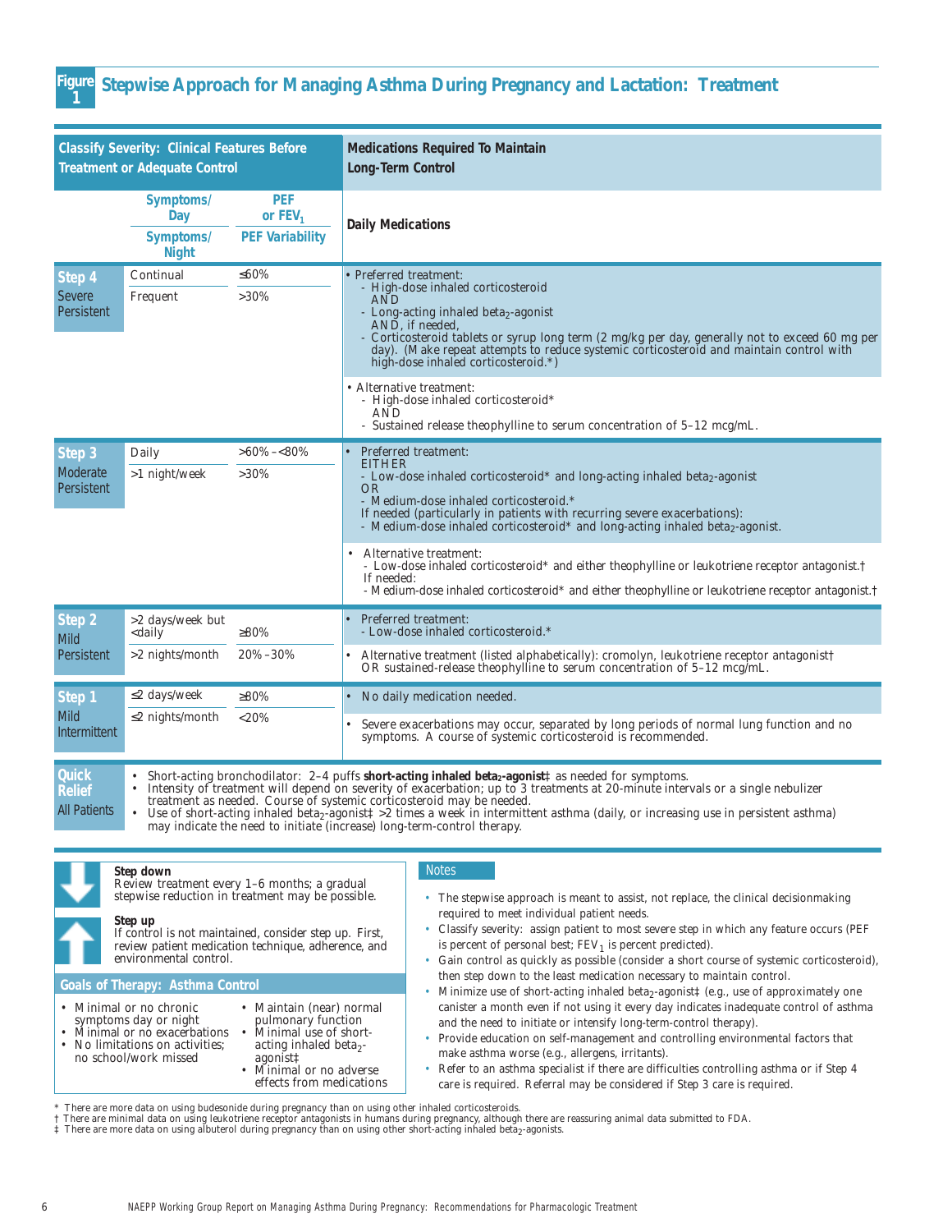## Figure 1 Stepwise Approach for Managing Asthma During Pregnancy and Lactation: Treatment

| Classify Severity: Clinical Features Before Treatment or Adequate Control | | | Medications Required To Maintain Long-Term Control |
|---|---|---|---|
| | Symptoms/Day<br>Symptoms/Night | PEF or $FEV_1$<br>PEF Variability | Daily Medications |
| **Step 4**<br>Severe Persistent | Continual<br>Frequent | ≤60%<br>>30% | • Preferred treatment:<br>- High-dose inhaled corticosteroid<br>AND<br>- Long-acting inhaled $beta_2$-agonist<br>AND, if needed,<br>- Corticosteroid tablets or syrup long term (2 mg/kg per day, generally not to exceed 60 mg per day). (Make repeat attempts to reduce systemic corticosteroid and maintain control with high-dose inhaled corticosteroid.*)<br><br>• Alternative treatment:<br>- High-dose inhaled corticosteroid*<br>AND<br>- Sustained release theophylline to serum concentration of 5–12 mcg/mL. |
| **Step 3**<br>Moderate Persistent | Daily<br>>1 night/week | >60%–<80%<br>>30% | • Preferred treatment:<br>EITHER<br>- Low-dose inhaled corticosteroid* and long-acting inhaled $beta_2$-agonist<br>OR<br>- Medium-dose inhaled corticosteroid.*<br>If needed (particularly in patients with recurring severe exacerbations):<br>- Medium-dose inhaled corticosteroid* and long-acting inhaled $beta_2$-agonist.<br><br>• Alternative treatment:<br>- Low-dose inhaled corticosteroid* and either theophylline or leukotriene receptor antagonist.†<br>If needed:<br>- Medium-dose inhaled corticosteroid* and either theophylline or leukotriene receptor antagonist.† |
| **Step 2**<br>Mild Persistent | >2 days/week but <daily<br>>2 nights/month | ≥80%<br>20%–30% | • Preferred treatment:<br>- Low-dose inhaled corticosteroid.*<br><br>• Alternative treatment (listed alphabetically): cromolyn, leukotriene receptor antagonist† OR sustained-release theophylline to serum concentration of 5–12 mcg/mL. |
| **Step 1**<br>Mild Intermittent | ≤2 days/week<br>≤2 nights/month | ≥80%<br><20% | • No daily medication needed.<br><br>• Severe exacerbations may occur, separated by long periods of normal lung function and no symptoms. A course of systemic corticosteroid is recommended. |

**Quick Relief — All Patients**

- Short-acting bronchodilator: 2–4 puffs **short-acting inhaled $beta_2$-agonist**‡ as needed for symptoms.
- Intensity of treatment will depend on severity of exacerbation; up to 3 treatments at 20-minute intervals or a single nebulizer treatment as needed. Course of systemic corticosteroid may be needed.
- Use of short-acting inhaled $beta_2$-agonist‡ >2 times a week in intermittent asthma (daily, or increasing use in persistent asthma) may indicate the need to initiate (increase) long-term-control therapy.

**Step down**
Review treatment every 1–6 months; a gradual stepwise reduction in treatment may be possible.

**Step up**
If control is not maintained, consider step up. First, review patient medication technique, adherence, and environmental control.

### Goals of Therapy: Asthma Control

- Minimal or no chronic symptoms day or night
- Minimal or no exacerbations
- No limitations on activities; no school/work missed
- Maintain (near) normal pulmonary function
- Minimal use of short-acting inhaled $beta_2$-agonist‡
- Minimal or no adverse effects from medications

### Notes

- The stepwise approach is meant to assist, not replace, the clinical decisionmaking required to meet individual patient needs.
- Classify severity: assign patient to most severe step in which any feature occurs (PEF is percent of personal best; $FEV_1$ is percent predicted).
- Gain control as quickly as possible (consider a short course of systemic corticosteroid), then step down to the least medication necessary to maintain control.
- Minimize use of short-acting inhaled $beta_2$-agonist‡ (e.g., use of approximately one canister a month even if not using it every day indicates inadequate control of asthma and the need to initiate or intensify long-term-control therapy).
- Provide education on self-management and controlling environmental factors that make asthma worse (e.g., allergens, irritants).
- Refer to an asthma specialist if there are difficulties controlling asthma or if Step 4 care is required. Referral may be considered if Step 3 care is required.

\* There are more data on using budesonide during pregnancy than on using other inhaled corticosteroids.
† There are minimal data on using leukotriene receptor antagonists in humans during pregnancy, although there are reassuring animal data submitted to FDA.
‡ There are more data on using albuterol during pregnancy than on using other short-acting inhaled $beta_2$-agonists.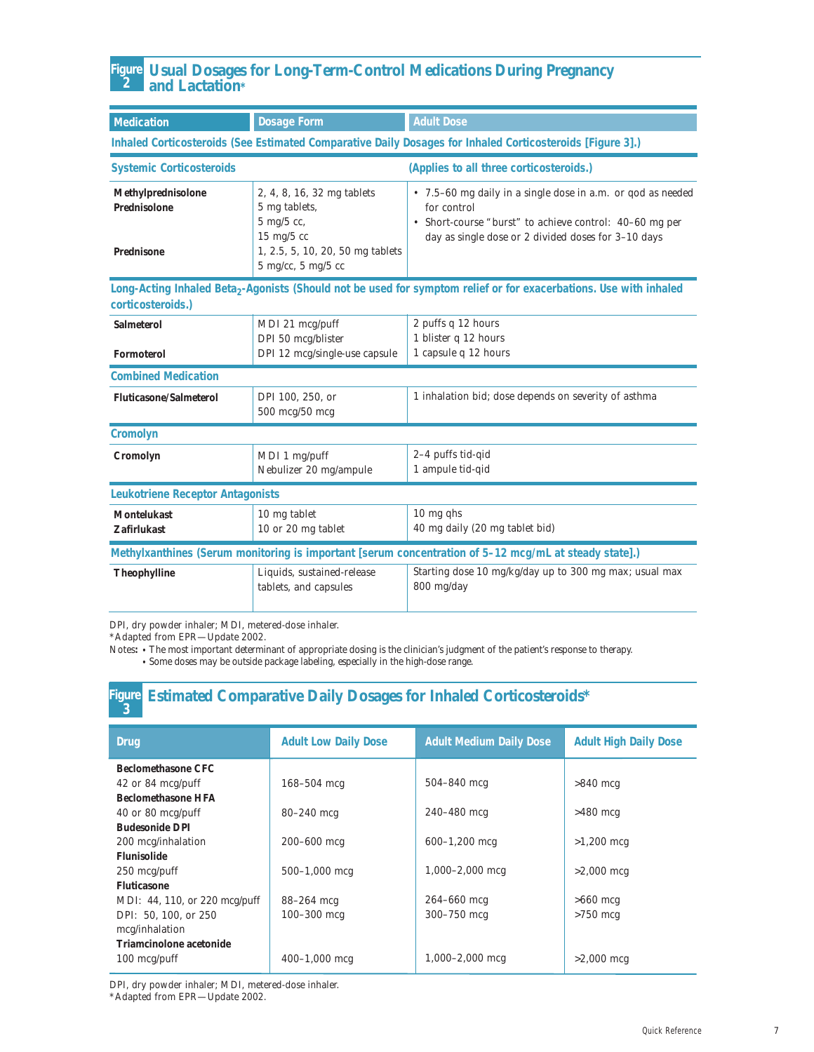## Figure 2 Usual Dosages for Long-Term-Control Medications During Pregnancy and Lactation*

| Medication | Dosage Form | Adult Dose |
|---|---|---|
| **Inhaled Corticosteroids (See Estimated Comparative Daily Dosages for Inhaled Corticosteroids [Figure 3].)** | | |
| **Systemic Corticosteroids** | | **(Applies to all three corticosteroids.)** |
| **Methylprednisolone** | 2, 4, 8, 16, 32 mg tablets | • 7.5–60 mg daily in a single dose in a.m. or qod as needed for control<br>• Short-course "burst" to achieve control: 40–60 mg per day as single dose or 2 divided doses for 3–10 days |
| **Prednisolone** | 5 mg tablets,<br>5 mg/5 cc,<br>15 mg/5 cc | |
| **Prednisone** | 1, 2.5, 5, 10, 20, 50 mg tablets<br>5 mg/cc, 5 mg/5 cc | |
| **Long-Acting Inhaled Beta$_2$-Agonists (Should not be used for symptom relief or for exacerbations. Use with inhaled corticosteroids.)** | | |
| **Salmeterol** | MDI 21 mcg/puff<br>DPI 50 mcg/blister | 2 puffs q 12 hours<br>1 blister q 12 hours |
| **Formoterol** | DPI 12 mcg/single-use capsule | 1 capsule q 12 hours |
| **Combined Medication** | | |
| **Fluticasone/Salmeterol** | DPI 100, 250, or 500 mcg/50 mcg | 1 inhalation bid; dose depends on severity of asthma |
| **Cromolyn** | | |
| **Cromolyn** | MDI 1 mg/puff<br>Nebulizer 20 mg/ampule | 2–4 puffs tid-qid<br>1 ampule tid-qid |
| **Leukotriene Receptor Antagonists** | | |
| **Montelukast** | 10 mg tablet | 10 mg qhs |
| **Zafirlukast** | 10 or 20 mg tablet | 40 mg daily (20 mg tablet bid) |
| **Methylxanthines (Serum monitoring is important [serum concentration of 5–12 mcg/mL at steady state].)** | | |
| **Theophylline** | Liquids, sustained-release tablets, and capsules | Starting dose 10 mg/kg/day up to 300 mg max; usual max 800 mg/day |

DPI, dry powder inhaler; MDI, metered-dose inhaler.
*Adapted from EPR—Update 2002.
Notes:
- The most important determinant of appropriate dosing is the clinician's judgment of the patient's response to therapy.
- Some doses may be outside package labeling, especially in the high-dose range.

## Figure 3 Estimated Comparative Daily Dosages for Inhaled Corticosteroids*

| Drug | Adult Low Daily Dose | Adult Medium Daily Dose | Adult High Daily Dose |
|---|---|---|---|
| **Beclomethasone CFC**<br>42 or 84 mcg/puff | 168–504 mcg | 504–840 mcg | >840 mcg |
| **Beclomethasone HFA**<br>40 or 80 mcg/puff | 80–240 mcg | 240–480 mcg | >480 mcg |
| **Budesonide DPI**<br>200 mcg/inhalation | 200–600 mcg | 600–1,200 mcg | >1,200 mcg |
| **Flunisolide**<br>250 mcg/puff | 500–1,000 mcg | 1,000–2,000 mcg | >2,000 mcg |
| **Fluticasone**<br>MDI: 44, 110, or 220 mcg/puff | 88–264 mcg | 264–660 mcg | >660 mcg |
| DPI: 50, 100, or 250 mcg/inhalation | 100–300 mcg | 300–750 mcg | >750 mcg |
| **Triamcinolone acetonide**<br>100 mcg/puff | 400–1,000 mcg | 1,000–2,000 mcg | >2,000 mcg |

DPI, dry powder inhaler; MDI, metered-dose inhaler.
*Adapted from EPR—Update 2002.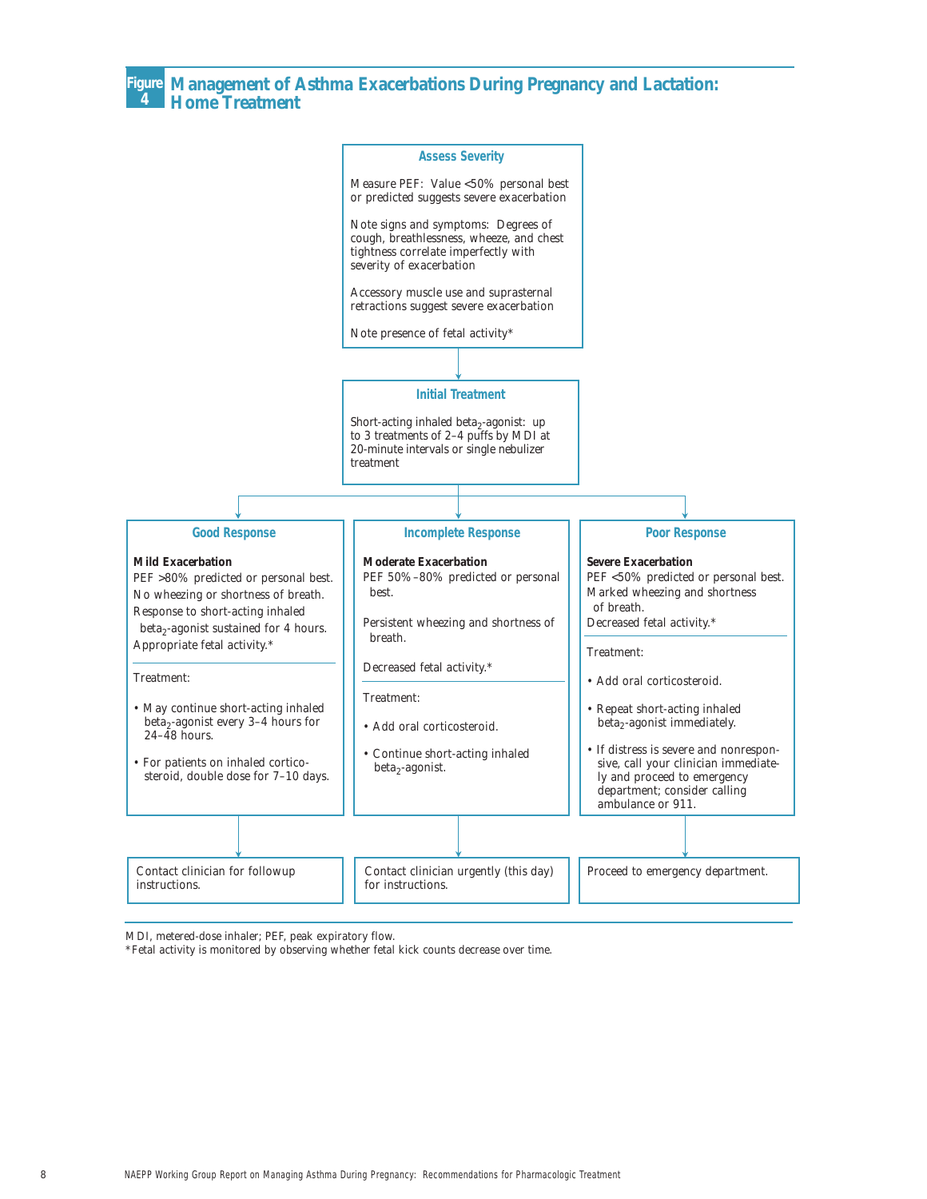## Figure 4 Management of Asthma Exacerbations During Pregnancy and Lactation: Home Treatment

### Assess Severity

Measure PEF: Value <50% personal best or predicted suggests severe exacerbation

Note signs and symptoms: Degrees of cough, breathlessness, wheeze, and chest tightness correlate imperfectly with severity of exacerbation

Accessory muscle use and suprasternal retractions suggest severe exacerbation

Note presence of fetal activity*

↓

### Initial Treatment

Short-acting inhaled $beta_2$-agonist: up to 3 treatments of 2–4 puffs by MDI at 20-minute intervals or single nebulizer treatment

↓

### Good Response

**Mild Exacerbation**
PEF >80% predicted or personal best.
No wheezing or shortness of breath.
Response to short-acting inhaled $beta_2$-agonist sustained for 4 hours.
Appropriate fetal activity.*

Treatment:

- May continue short-acting inhaled $beta_2$-agonist every 3–4 hours for 24–48 hours.
- For patients on inhaled corticosteroid, double dose for 7–10 days.

↓

Contact clinician for followup instructions.

### Incomplete Response

**Moderate Exacerbation**
PEF 50%–80% predicted or personal best.

Persistent wheezing and shortness of breath.

Decreased fetal activity.*

Treatment:

- Add oral corticosteroid.
- Continue short-acting inhaled $beta_2$-agonist.

↓

Contact clinician urgently (this day) for instructions.

### Poor Response

**Severe Exacerbation**
PEF <50% predicted or personal best.
Marked wheezing and shortness of breath.
Decreased fetal activity.*

Treatment:

- Add oral corticosteroid.
- Repeat short-acting inhaled $beta_2$-agonist immediately.
- If distress is severe and nonresponsive, call your clinician immediately and proceed to emergency department; consider calling ambulance or 911.

↓

Proceed to emergency department.

MDI, metered-dose inhaler; PEF, peak expiratory flow.
*Fetal activity is monitored by observing whether fetal kick counts decrease over time.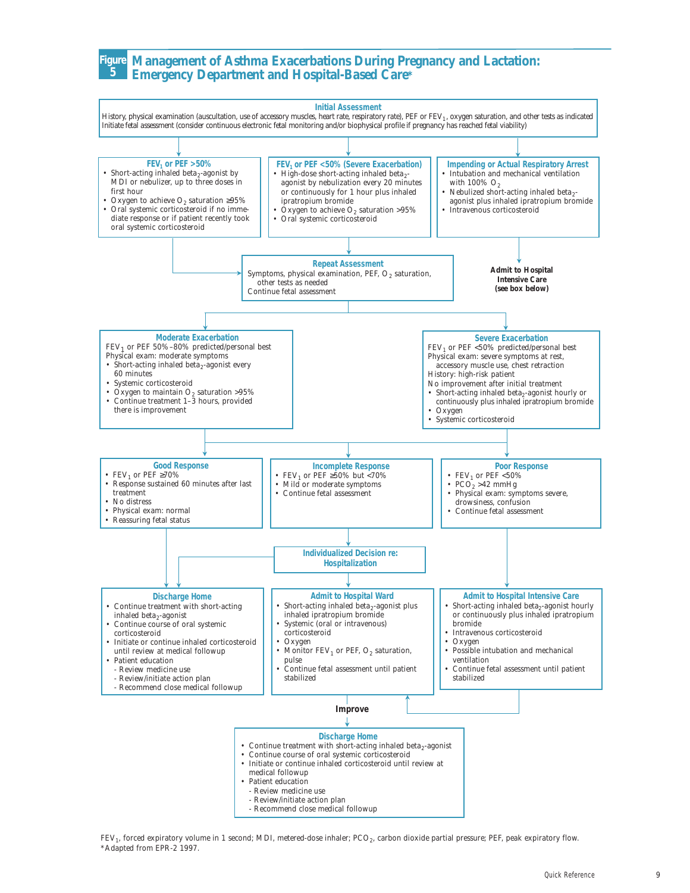## Figure 5 Management of Asthma Exacerbations During Pregnancy and Lactation: Emergency Department and Hospital-Based Care*

### Initial Assessment

History, physical examination (auscultation, use of accessory muscles, heart rate, respiratory rate), PEF or $FEV_1$, oxygen saturation, and other tests as indicated
Initiate fetal assessment (consider continuous electronic fetal monitoring and/or biophysical profile if pregnancy has reached fetal viability)

### $FEV_1$ or PEF >50%

- Short-acting inhaled beta$_2$-agonist by MDI or nebulizer, up to three doses in first hour
- Oxygen to achieve $O_2$ saturation ≥95%
- Oral systemic corticosteroid if no immediate response or if patient recently took oral systemic corticosteroid

### $FEV_1$ or PEF <50% (Severe Exacerbation)

- High-dose short-acting inhaled beta$_2$-agonist by nebulization every 20 minutes or continuously for 1 hour plus inhaled ipratropium bromide
- Oxygen to achieve $O_2$ saturation >95%
- Oral systemic corticosteroid

### Impending or Actual Respiratory Arrest

- Intubation and mechanical ventilation with 100% $O_2$
- Nebulized short-acting inhaled beta$_2$-agonist plus inhaled ipratropium bromide
- Intravenous corticosteroid

**Admit to Hospital Intensive Care (see box below)**

### Repeat Assessment

Symptoms, physical examination, PEF, $O_2$ saturation, other tests as needed
Continue fetal assessment

### Moderate Exacerbation

$FEV_1$ or PEF 50%–80% predicted/personal best
Physical exam: moderate symptoms

- Short-acting inhaled beta$_2$-agonist every 60 minutes
- Systemic corticosteroid
- Oxygen to maintain $O_2$ saturation >95%
- Continue treatment 1–3 hours, provided there is improvement

### Severe Exacerbation

$FEV_1$ or PEF <50% predicted/personal best
Physical exam: severe symptoms at rest, accessory muscle use, chest retraction
History: high-risk patient
No improvement after initial treatment

- Short-acting inhaled beta$_2$-agonist hourly or continuously plus inhaled ipratropium bromide
- Oxygen
- Systemic corticosteroid

### Good Response

- $FEV_1$ or PEF ≥70%
- Response sustained 60 minutes after last treatment
- No distress
- Physical exam: normal
- Reassuring fetal status

### Incomplete Response

- $FEV_1$ or PEF ≥50% but <70%
- Mild or moderate symptoms
- Continue fetal assessment

### Poor Response

- $FEV_1$ or PEF <50%
- $PCO_2$ >42 mmHg
- Physical exam: symptoms severe, drowsiness, confusion
- Continue fetal assessment

### Individualized Decision re: Hospitalization

### Discharge Home

- Continue treatment with short-acting inhaled beta$_2$-agonist
- Continue course of oral systemic corticosteroid
- Initiate or continue inhaled corticosteroid until review at medical followup
- Patient education
  - Review medicine use
  - Review/initiate action plan
  - Recommend close medical followup

### Admit to Hospital Ward

- Short-acting inhaled beta$_2$-agonist plus inhaled ipratropium bromide
- Systemic (oral or intravenous) corticosteroid
- Oxygen
- Monitor $FEV_1$ or PEF, $O_2$ saturation, pulse
- Continue fetal assessment until patient stabilized

### Admit to Hospital Intensive Care

- Short-acting inhaled beta$_2$-agonist hourly or continuously plus inhaled ipratropium bromide
- Intravenous corticosteroid
- Oxygen
- Possible intubation and mechanical ventilation
- Continue fetal assessment until patient stabilized

**Improve**

### Discharge Home

- Continue treatment with short-acting inhaled beta$_2$-agonist
- Continue course of oral systemic corticosteroid
- Initiate or continue inhaled corticosteroid until review at medical followup
- Patient education
  - Review medicine use
  - Review/initiate action plan
  - Recommend close medical followup

$FEV_1$, forced expiratory volume in 1 second; MDI, metered-dose inhaler; $PCO_2$, carbon dioxide partial pressure; PEF, peak expiratory flow.
*Adapted from EPR-2 1997.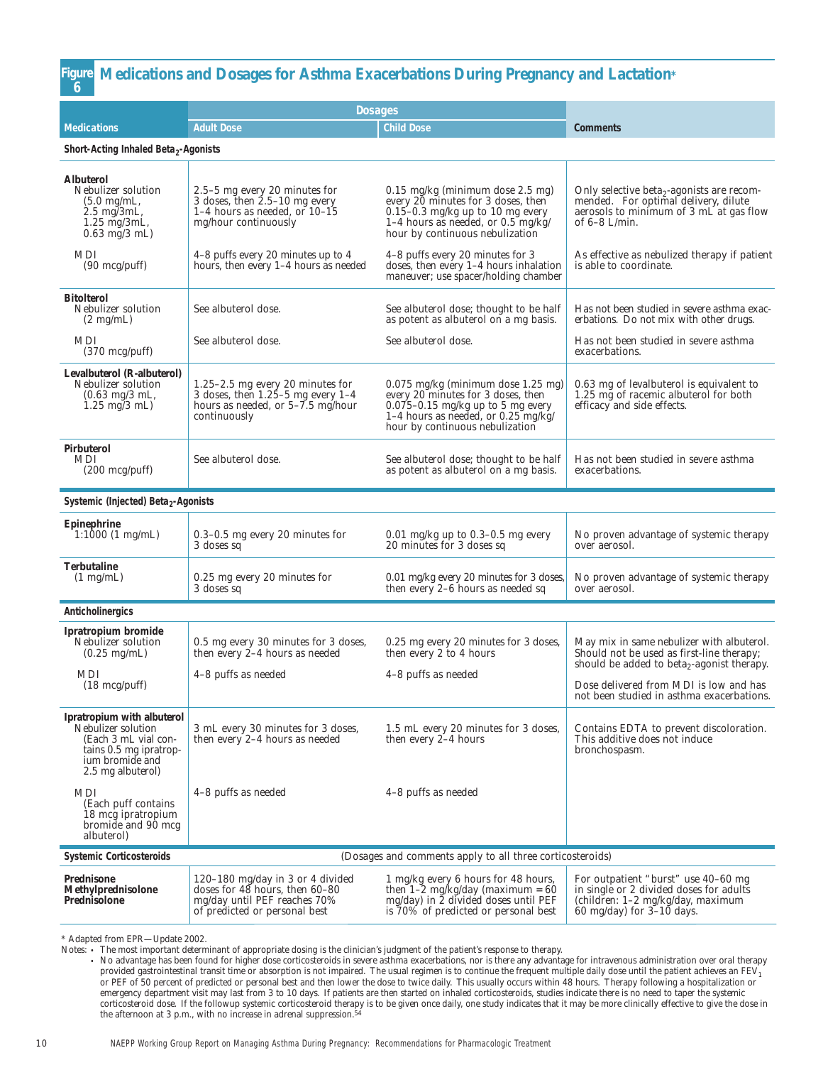## Figure 6 Medications and Dosages for Asthma Exacerbations During Pregnancy and Lactation*

| Medications | Dosages | | Comments |
|---|---|---|---|
| | Adult Dose | Child Dose | |
| **Short-Acting Inhaled Beta$_2$-Agonists** | | | |
| **Albuterol** Nebulizer solution (5.0 mg/mL, 2.5 mg/3mL, 1.25 mg/3mL, 0.63 mg/3 mL) | 2.5–5 mg every 20 minutes for 3 doses, then 2.5–10 mg every 1–4 hours as needed, or 10–15 mg/hour continuously | 0.15 mg/kg (minimum dose 2.5 mg) every 20 minutes for 3 doses, then 0.15–0.3 mg/kg up to 10 mg every 1–4 hours as needed, or 0.5 mg/kg/hour by continuous nebulization | Only selective beta$_2$-agonists are recommended. For optimal delivery, dilute aerosols to minimum of 3 mL at gas flow of 6–8 L/min. |
| MDI (90 mcg/puff) | 4–8 puffs every 20 minutes up to 4 hours, then every 1–4 hours as needed | 4–8 puffs every 20 minutes for 3 doses, then every 1–4 hours inhalation maneuver; use spacer/holding chamber | As effective as nebulized therapy if patient is able to coordinate. |
| **Bitolterol** Nebulizer solution (2 mg/mL) | See albuterol dose. | See albuterol dose; thought to be half as potent as albuterol on a mg basis. | Has not been studied in severe asthma exacerbations. Do not mix with other drugs. |
| MDI (370 mcg/puff) | See albuterol dose. | See albuterol dose. | Has not been studied in severe asthma exacerbations. |
| **Levalbuterol (R-albuterol)** Nebulizer solution (0.63 mg/3 mL, 1.25 mg/3 mL) | 1.25–2.5 mg every 20 minutes for 3 doses, then 1.25–5 mg every 1–4 hours as needed, or 5–7.5 mg/hour continuously | 0.075 mg/kg (minimum dose 1.25 mg) every 20 minutes for 3 doses, then 0.075–0.15 mg/kg up to 5 mg every 1–4 hours as needed, or 0.25 mg/kg/hour by continuous nebulization | 0.63 mg of levalbuterol is equivalent to 1.25 mg of racemic albuterol for both efficacy and side effects. |
| **Pirbuterol** MDI (200 mcg/puff) | See albuterol dose. | See albuterol dose; thought to be half as potent as albuterol on a mg basis. | Has not been studied in severe asthma exacerbations. |
| **Systemic (Injected) Beta$_2$-Agonists** | | | |
| **Epinephrine** 1:1000 (1 mg/mL) | 0.3–0.5 mg every 20 minutes for 3 doses sq | 0.01 mg/kg up to 0.3–0.5 mg every 20 minutes for 3 doses sq | No proven advantage of systemic therapy over aerosol. |
| **Terbutaline** (1 mg/mL) | 0.25 mg every 20 minutes for 3 doses sq | 0.01 mg/kg every 20 minutes for 3 doses, then every 2–6 hours as needed sq | No proven advantage of systemic therapy over aerosol. |
| **Anticholinergics** | | | |
| **Ipratropium bromide** Nebulizer solution (0.25 mg/mL) | 0.5 mg every 30 minutes for 3 doses, then every 2–4 hours as needed | 0.25 mg every 20 minutes for 3 doses, then every 2 to 4 hours | May mix in same nebulizer with albuterol. Should not be used as first-line therapy; should be added to beta$_2$-agonist therapy. |
| MDI (18 mcg/puff) | 4–8 puffs as needed | 4–8 puffs as needed | Dose delivered from MDI is low and has not been studied in asthma exacerbations. |
| **Ipratropium with albuterol** Nebulizer solution (Each 3 mL vial contains 0.5 mg ipratropium bromide and 2.5 mg albuterol) | 3 mL every 30 minutes for 3 doses, then every 2–4 hours as needed | 1.5 mL every 20 minutes for 3 doses, then every 2–4 hours | Contains EDTA to prevent discoloration. This additive does not induce bronchospasm. |
| MDI (Each puff contains 18 mcg ipratropium bromide and 90 mcg albuterol) | 4–8 puffs as needed | 4–8 puffs as needed | |
| **Systemic Corticosteroids** | (Dosages and comments apply to all three corticosteroids) | | |
| **Prednisone** **Methylprednisolone** **Prednisolone** | 120–180 mg/day in 3 or 4 divided doses for 48 hours, then 60–80 mg/day until PEF reaches 70% of predicted or personal best | 1 mg/kg every 6 hours for 48 hours, then 1–2 mg/kg/day (maximum = 60 mg/day) in 2 divided doses until PEF is 70% of predicted or personal best | For outpatient "burst" use 40–60 mg in single or 2 divided doses for adults (children: 1–2 mg/kg/day, maximum 60 mg/day) for 3–10 days. |

\* Adapted from EPR—Update 2002.

Notes:
- The most important determinant of appropriate dosing is the clinician's judgment of the patient's response to therapy.
- No advantage has been found for higher dose corticosteroids in severe asthma exacerbations, nor is there any advantage for intravenous administration over oral therapy provided gastrointestinal transit time or absorption is not impaired. The usual regimen is to continue the frequent multiple daily dose until the patient achieves an $FEV_1$ or PEF of 50 percent of predicted or personal best and then lower the dose to twice daily. This usually occurs within 48 hours. Therapy following a hospitalization or emergency department visit may last from 3 to 10 days. If patients are then started on inhaled corticosteroids, studies indicate there is no need to taper the systemic corticosteroid dose. If the followup systemic corticosteroid therapy is to be given once daily, one study indicates that it may be more clinically effective to give the dose in the afternoon at 3 p.m., with no increase in adrenal suppression.[54]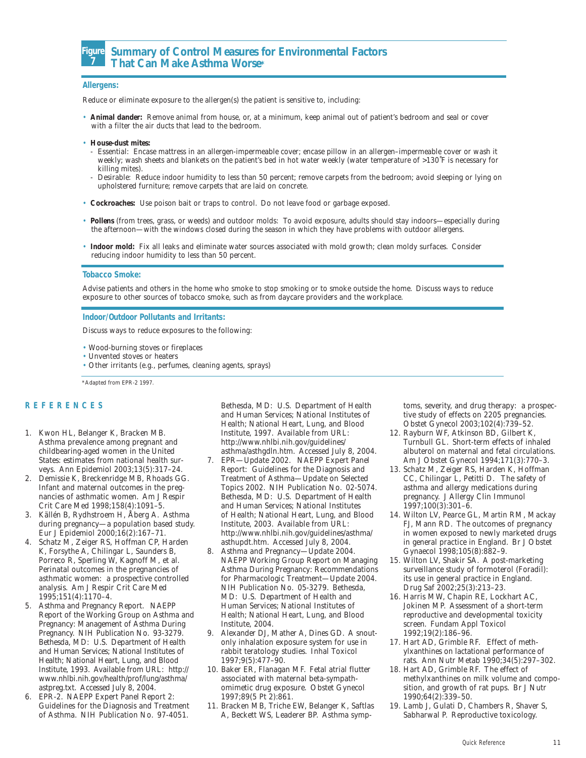## Figure 7 Summary of Control Measures for Environmental Factors That Can Make Asthma Worse*

### Allergens:

Reduce or eliminate exposure to the allergen(s) the patient is sensitive to, including:

- **Animal dander:** Remove animal from house, or, at a minimum, keep animal out of patient's bedroom and seal or cover with a filter the air ducts that lead to the bedroom.
- **House-dust mites:**
  - Essential: Encase mattress in an allergen-impermeable cover; encase pillow in an allergen–impermeable cover or wash it weekly; wash sheets and blankets on the patient's bed in hot water weekly (water temperature of >130˚F is necessary for killing mites).
  - Desirable: Reduce indoor humidity to less than 50 percent; remove carpets from the bedroom; avoid sleeping or lying on upholstered furniture; remove carpets that are laid on concrete.
- **Cockroaches:** Use poison bait or traps to control. Do not leave food or garbage exposed.
- **Pollens** (from trees, grass, or weeds) and outdoor molds: To avoid exposure, adults should stay indoors—especially during the afternoon—with the windows closed during the season in which they have problems with outdoor allergens.
- **Indoor mold:** Fix all leaks and eliminate water sources associated with mold growth; clean moldy surfaces. Consider reducing indoor humidity to less than 50 percent.

### Tobacco Smoke:

Advise patients and others in the home who smoke to stop smoking or to smoke outside the home. Discuss ways to reduce exposure to other sources of tobacco smoke, such as from daycare providers and the workplace.

### Indoor/Outdoor Pollutants and Irritants:

Discuss ways to reduce exposures to the following:

- Wood-burning stoves or fireplaces
- Unvented stoves or heaters
- Other irritants (e.g., perfumes, cleaning agents, sprays)

*Adapted from EPR-2 1997.

## REFERENCES

1. Kwon HL, Belanger K, Bracken MB. Asthma prevalence among pregnant and childbearing-aged women in the United States: estimates from national health surveys. Ann Epidemiol 2003;13(5):317–24.
2. Demissie K, Breckenridge MB, Rhoads GG. Infant and maternal outcomes in the pregnancies of asthmatic women. Am J Respir Crit Care Med 1998;158(4):1091–5.
3. Källén B, Rydhstroem H, Åberg A. Asthma during pregnancy—a population based study. Eur J Epidemiol 2000;16(2):167–71.
4. Schatz M, Zeiger RS, Hoffman CP, Harden K, Forsythe A, Chilingar L, Saunders B, Porreco R, Sperling W, Kagnoff M, et al. Perinatal outcomes in the pregnancies of asthmatic women: a prospective controlled analysis. Am J Respir Crit Care Med 1995;151(4):1170–4.
5. Asthma and Pregnancy Report. NAEPP Report of the Working Group on Asthma and Pregnancy: Management of Asthma During Pregnancy. NIH Publication No. 93-3279. Bethesda, MD: U.S. Department of Health and Human Services; National Institutes of Health; National Heart, Lung, and Blood Institute, 1993. Available from URL: http://www.nhlbi.nih.gov/health/prof/lung/asthma/astpreg.txt. Accessed July 8, 2004.
6. EPR-2. NAEPP Expert Panel Report 2: Guidelines for the Diagnosis and Treatment of Asthma. NIH Publication No. 97-4051. Bethesda, MD: U.S. Department of Health and Human Services; National Institutes of Health; National Heart, Lung, and Blood Institute, 1997. Available from URL: http://www.nhlbi.nih.gov/guidelines/asthma/asthgdln.htm. Accessed July 8, 2004.
7. EPR—Update 2002. NAEPP Expert Panel Report: Guidelines for the Diagnosis and Treatment of Asthma—Update on Selected Topics 2002. NIH Publication No. 02-5074. Bethesda, MD: U.S. Department of Health and Human Services; National Institutes of Health; National Heart, Lung, and Blood Institute, 2003. Available from URL: http://www.nhlbi.nih.gov/guidelines/asthma/asthupdt.htm. Accessed July 8, 2004.
8. Asthma and Pregnancy—Update 2004. NAEPP Working Group Report on Managing Asthma During Pregnancy: Recommendations for Pharmacologic Treatment—Update 2004. NIH Publication No. 05-3279. Bethesda, MD: U.S. Department of Health and Human Services; National Institutes of Health; National Heart, Lung, and Blood Institute, 2004.
9. Alexander DJ, Mather A, Dines GD. A snout-only inhalation exposure system for use in rabbit teratology studies. Inhal Toxicol 1997;9(5):477–90.
10. Baker ER, Flanagan MF. Fetal atrial flutter associated with maternal beta-sympathomimetic drug exposure. Obstet Gynecol 1997;89(5 Pt 2):861.
11. Bracken MB, Triche EW, Belanger K, Saftlas A, Beckett WS, Leaderer BP. Asthma symptoms, severity, and drug therapy: a prospective study of effects on 2205 pregnancies. Obstet Gynecol 2003;102(4):739–52.
12. Rayburn WF, Atkinson BD, Gilbert K, Turnbull GL. Short-term effects of inhaled albuterol on maternal and fetal circulations. Am J Obstet Gynecol 1994;171(3):770–3.
13. Schatz M, Zeiger RS, Harden K, Hoffman CC, Chilingar L, Petitti D. The safety of asthma and allergy medications during pregnancy. J Allergy Clin Immunol 1997;100(3):301–6.
14. Wilton LV, Pearce GL, Martin RM, Mackay FJ, Mann RD. The outcomes of pregnancy in women exposed to newly marketed drugs in general practice in England. Br J Obstet Gynaecol 1998;105(8):882–9.
15. Wilton LV, Shakir SA. A post-marketing surveillance study of formoterol (Foradil): its use in general practice in England. Drug Saf 2002;25(3):213–23.
16. Harris MW, Chapin RE, Lockhart AC, Jokinen MP. Assessment of a short-term reproductive and developmental toxicity screen. Fundam Appl Toxicol 1992;19(2):186–96.
17. Hart AD, Grimble RF. Effect of methylxanthines on lactational performance of rats. Ann Nutr Metab 1990;34(5):297–302.
18. Hart AD, Grimble RF. The effect of methylxanthines on milk volume and composition, and growth of rat pups. Br J Nutr 1990;64(2):339–50.
19. Lamb J, Gulati D, Chambers R, Shaver S, Sabharwal P. Reproductive toxicology.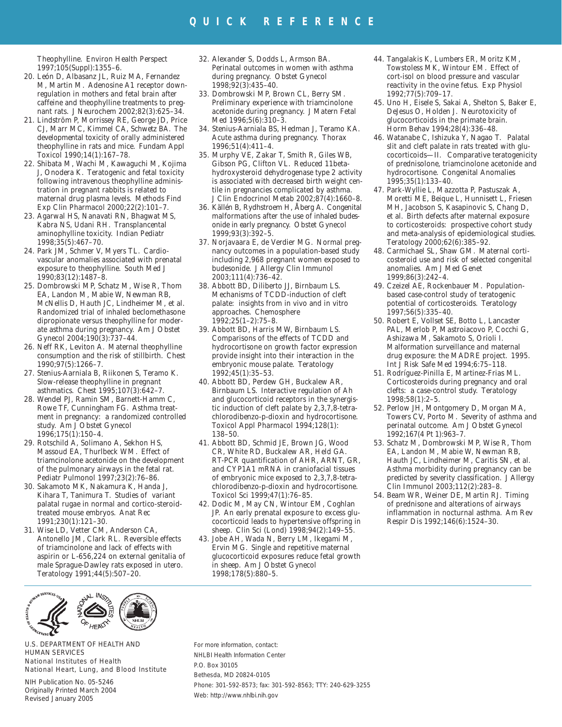Theophylline. Environ Health Perspect 1997;105(Suppl):1355–6.

20. León D, Albasanz JL, Ruiz MA, Fernandez M, Martin M. Adenosine A1 receptor down-regulation in mothers and fetal brain after caffeine and theophylline treatments to pregnant rats. J Neurochem 2002;82(3):625–34.
21. Lindström P, Morrissey RE, George JD, Price CJ, Marr MC, Kimmel CA, Schwetz BA. The developmental toxicity of orally administered theophylline in rats and mice. Fundam Appl Toxicol 1990;14(1):167–78.
22. Shibata M, Wachi M, Kawaguchi M, Kojima J, Onodera K. Teratogenic and fetal toxicity following intravenous theophylline administration in pregnant rabbits is related to maternal drug plasma levels. Methods Find Exp Clin Pharmacol 2000;22(2):101–7.
23. Agarwal HS, Nanavati RN, Bhagwat MS, Kabra NS, Udani RH. Transplancental aminophylline toxicity. Indian Pediatr 1998;35(5):467–70.
24. Park JM, Schmer V, Myers TL. Cardiovascular anomalies associated with prenatal exposure to theophylline. South Med J 1990;83(12):1487–8.
25. Dombrowski MP, Schatz M, Wise R, Thom EA, Landon M, Mabie W, Newman RB, McNellis D, Hauth JC, Lindheimer M, et al. Randomized trial of inhaled beclomethasone dipropionate versus theophylline for moderate asthma during pregnancy. Am J Obstet Gynecol 2004;190(3):737–44.
26. Neff RK, Leviton A. Maternal theophylline consumption and the risk of stillbirth. Chest 1990;97(5):1266–7.
27. Stenius-Aarniala B, Riikonen S, Teramo K. Slow-release theophylline in pregnant asthmatics. Chest 1995;107(3):642–7.
28. Wendel PJ, Ramin SM, Barnett-Hamm C, Rowe TF, Cunningham FG. Asthma treatment in pregnancy: a randomized controlled study. Am J Obstet Gynecol 1996;175(1):150–4.
29. Rotschild A, Solimano A, Sekhon HS, Massoud EA, Thurlbeck WM. Effect of triamcinolone acetonide on the development of the pulmonary airways in the fetal rat. Pediatr Pulmonol 1997;23(2):76–86.
30. Sakamoto MK, Nakamura K, Handa J, Kihara T, Tanimura T. Studies of variant palatal rugae in normal and cortico-steroid-treated mouse embryos. Anat Rec 1991;230(1):121–30.
31. Wise LD, Vetter CM, Anderson CA, Antonello JM, Clark RL. Reversible effects of triamcinolone and lack of effects with aspirin or L-656,224 on external genitalia of male Sprague-Dawley rats exposed in utero. Teratology 1991;44(5):507–20.
32. Alexander S, Dodds L, Armson BA. Perinatal outcomes in women with asthma during pregnancy. Obstet Gynecol 1998;92(3):435–40.
33. Dombrowski MP, Brown CL, Berry SM. Preliminary experience with triamcinolone acetonide during pregnancy. J Matern Fetal Med 1996;5(6):310–3.
34. Stenius-Aarniala BS, Hedman J, Teramo KA. Acute asthma during pregnancy. Thorax 1996;51(4):411–4.
35. Murphy VE, Zakar T, Smith R, Giles WB, Gibson PG, Clifton VL. Reduced 11beta-hydroxysteroid dehydrogenase type 2 activity is associated with decreased birth weight centile in pregnancies complicated by asthma. J Clin Endocrinol Metab 2002;87(4):1660–8.
36. Källén B, Rydhstroem H, Åberg A. Congenital malformations after the use of inhaled budesonide in early pregnancy. Obstet Gynecol 1999;93(3):392–5.
37. Norjavaara E, de Verdier MG. Normal pregnancy outcomes in a population-based study including 2,968 pregnant women exposed to budesonide. J Allergy Clin Immunol 2003;111(4):736–42.
38. Abbott BD, Diliberto JJ, Birnbaum LS. Mechanisms of TCDD-induction of cleft palate: insights from in vivo and in vitro approaches. Chemosphere 1992;25(1–2):75–8.
39. Abbott BD, Harris MW, Birnbaum LS. Comparisons of the effects of TCDD and hydrocortisone on growth factor expression provide insight into their interaction in the embryonic mouse palate. Teratology 1992;45(1):35–53.
40. Abbott BD, Perdew GH, Buckalew AR, Birnbaum LS. Interactive regulation of Ah and glucocorticoid receptors in the synergistic induction of cleft palate by 2,3,7,8-tetrachlorodibenzo-p-dioxin and hydrocortisone. Toxicol Appl Pharmacol 1994;128(1): 138–50.
41. Abbott BD, Schmid JE, Brown JG, Wood CR, White RD, Buckalew AR, Held GA. RT-PCR quantification of AHR, ARNT, GR, and CYP1A1 mRNA in craniofacial tissues of embryonic mice exposed to 2,3,7,8-tetrachlorodibenzo-p-dioxin and hydrocortisone. Toxicol Sci 1999;47(1):76–85.
42. Dodic M, May CN, Wintour EM, Coghlan JP. An early prenatal exposure to excess glucocorticoid leads to hypertensive offspring in sheep. Clin Sci (Lond) 1998;94(2):149–55.
43. Jobe AH, Wada N, Berry LM, Ikegami M, Ervin MG. Single and repetitive maternal glucocorticoid exposures reduce fetal growth in sheep. Am J Obstet Gynecol 1998;178(5):880–5.
44. Tangalakis K, Lumbers ER, Moritz KM, Towstoless MK, Wintour EM. Effect of cort-isol on blood pressure and vascular reactivity in the ovine fetus. Exp Physiol 1992;77(5):709–17.
45. Uno H, Eisele S, Sakai A, Shelton S, Baker E, DeJesus O, Holden J. Neurotoxicity of glucocorticoids in the primate brain. Horm Behav 1994;28(4):336–48.
46. Watanabe C, Ishizuka Y, Nagao T. Palatal slit and cleft palate in rats treated with glucocorticoids—II. Comparative teratogenicity of prednisolone, triamcinolone acetonide and hydrocortisone. Congenital Anomalies 1995;35(1):133–40.
47. Park-Wyllie L, Mazzotta P, Pastuszak A, Moretti ME, Beique L, Hunnisett L, Friesen MH, Jacobson S, Kasapinovic S, Chang D, et al. Birth defects after maternal exposure to corticosteroids: prospective cohort study and meta-analysis of epidemiological studies. Teratology 2000;62(6):385–92.
48. Carmichael SL, Shaw GM. Maternal corticosteroid use and risk of selected congenital anomalies. Am J Med Genet 1999;86(3):242–4.
49. Czeizel AE, Rockenbauer M. Population-based case-control study of teratogenic potential of corticosteroids. Teratology 1997;56(5):335–40.
50. Robert E, Vollset SE, Botto L, Lancaster PAL, Merlob P, Mastroiacovo P, Cocchi G, Ashizawa M, Sakamoto S, Orioli I. Malformation surveillance and maternal drug exposure: the MADRE project. 1995. Int J Risk Safe Med 1994;6:75–118.
51. Rodríguez-Pinilla E, Martinez-Frias ML. Corticosteroids during pregnancy and oral clefts: a case-control study. Teratology 1998;58(1):2–5.
52. Perlow JH, Montgomery D, Morgan MA, Towers CV, Porto M. Severity of asthma and perinatal outcome. Am J Obstet Gynecol 1992;167(4 Pt 1):963–7.
53. Schatz M, Dombrowski MP, Wise R, Thom EA, Landon M, Mabie W, Newman RB, Hauth JC, Lindheimer M, Caritis SN, et al. Asthma morbidity during pregnancy can be predicted by severity classification. J Allergy Clin Immunol 2003;112(2):283–8.
54. Beam WR, Weiner DE, Martin RJ. Timing of prednisone and alterations of airways inflammation in nocturnal asthma. Am Rev Respir Dis 1992;146(6):1524–30.

U.S. DEPARTMENT OF HEALTH AND HUMAN SERVICES
National Institutes of Health
National Heart, Lung, and Blood Institute

NIH Publication No. 05-5246
Originally Printed March 2004
Revised January 2005

For more information, contact:
NHLBI Health Information Center
P.O. Box 30105
Bethesda, MD 20824-0105
Phone: 301-592-8573; fax: 301-592-8563; TTY: 240-629-3255
Web: http://www.nhlbi.nih.gov